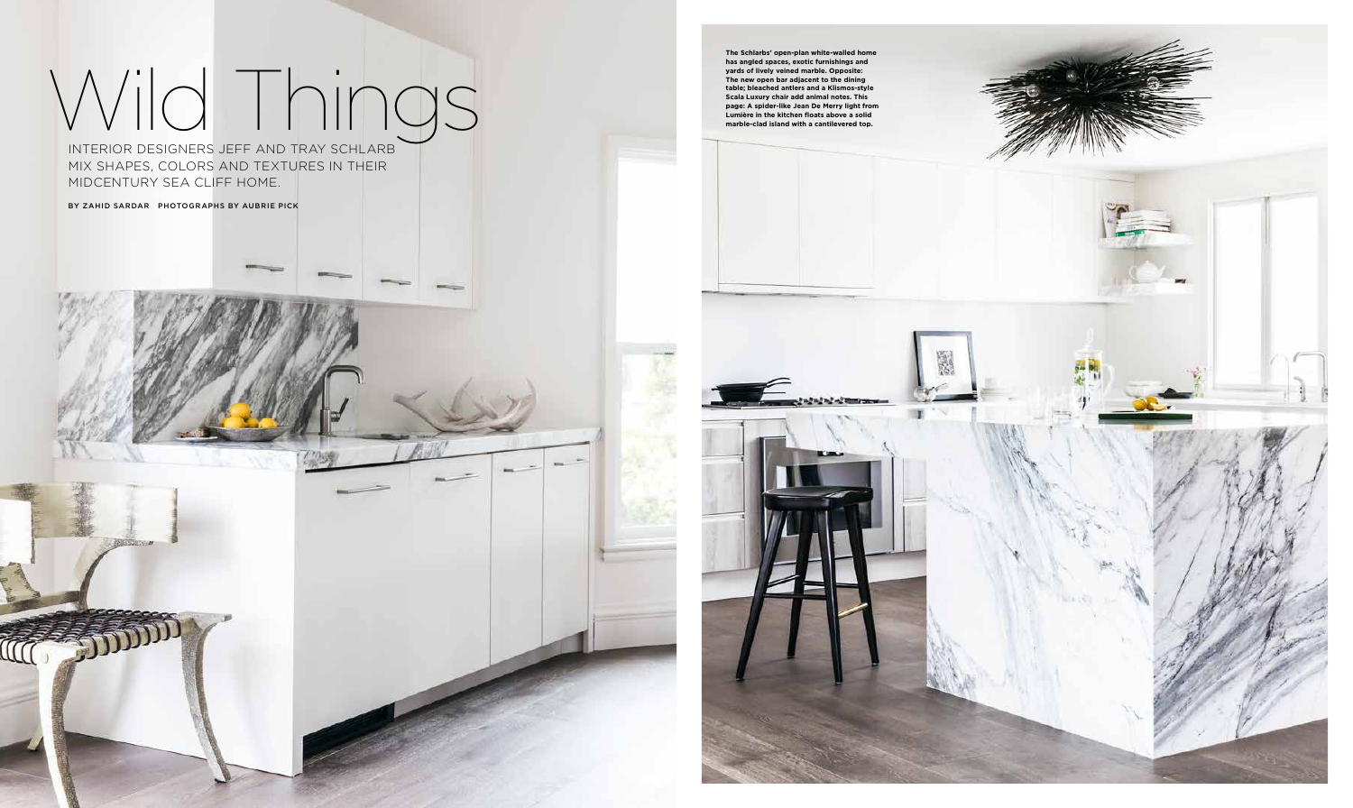# Wild Things

INTERIOR DESIGNERS JEFF AND TRAY SCHLARB MIX SHAPES, COLORS AND TEXTURES IN THEIR MIDCENTURY SEA CLIFF HOME.

BY ZAHID SARDAR PHOTOGRAPHS BY AUBRIE PICK

**The Schlarbs' open-plan white-walled home has angled spaces, exotic furnishings and yards of lively veined marble. Opposite: The new open bar adjacent to the dining table; bleached antlers and a Klismos-style Scala Luxury chair add animal notes. This page: A spider-like Jean De Merry light from Lumière in the kitchen floats above a solid marble-clad island with a cantilevered top.**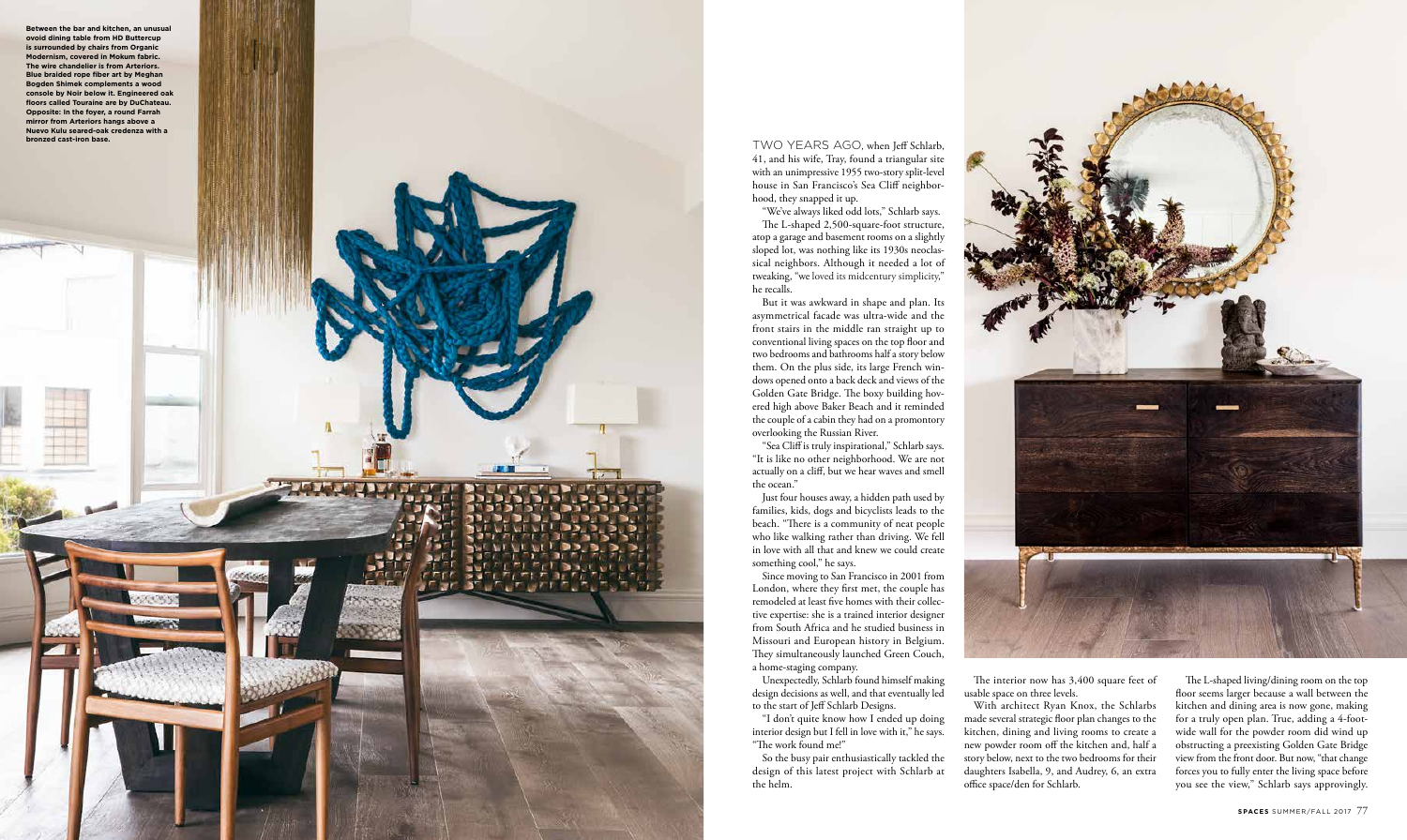**Between the bar and kitchen, an unusual ovoid dining table from HD Buttercup is surrounded by chairs from Organic Modernism, covered in Mokum fabric. The wire chandelier is from Arteriors. Blue braided rope fiber art by Meghan Bogden Shimek complements a wood console by Noir below it. Engineered oak floors called Touraine are by DuChateau. Opposite: In the foyer, a round Farrah mirror from Arteriors hangs above a Nuevo Kulu seared-oak credenza with a bronzed cast-iron base.**

TWO YEARS AGO, when Jeff Schlarb, 41, and his wife, Tray, found a triangular site with an unimpressive 1955 two-story split-level house in San Francisco's Sea Cliff neighborhood, they snapped it up.

"We've always liked odd lots," Schlarb says.

The L-shaped 2,500-square-foot structure, atop a garage and basement rooms on a slightly sloped lot, was nothing like its 1930s neoclassical neighbors. Although it needed a lot of tweaking, "we loved its midcentury simplicity," he recalls.

But it was awkward in shape and plan. Its asymmetrical facade was ultra-wide and the front stairs in the middle ran straight up to conventional living spaces on the top floor and two bedrooms and bathrooms half a story below them. On the plus side, its large French windows opened onto a back deck and views of the Golden Gate Bridge. The boxy building hovered high above Baker Beach and it reminded the couple of a cabin they had on a promontory overlooking the Russian River.

"Sea Cliff is truly inspirational," Schlarb says. "It is like no other neighborhood. We are not actually on a cliff, but we hear waves and smell the ocean."

Just four houses away, a hidden path used by families, kids, dogs and bicyclists leads to the beach. "There is a community of neat people who like walking rather than driving. We fell in love with all that and knew we could create something cool," he says.

Since moving to San Francisco in 2001 from London, where they first met, the couple has remodeled at least five homes with their collective expertise: she is a trained interior designer from South Africa and he studied business in Missouri and European history in Belgium. They simultaneously launched Green Couch, a home-staging company.

Unexpectedly, Schlarb found himself making design decisions as well, and that eventually led to the start of Jeff Schlarb Designs.

"I don't quite know how I ended up doing interior design but I fell in love with it," he says. "The work found me!"

So the busy pair enthusiastically tackled the design of this latest project with Schlarb at the helm.

The interior now has 3,400 square feet of usable space on three levels.

With architect Ryan Knox, the Schlarbs made several strategic floor plan changes to the kitchen, dining and living rooms to create a new powder room off the kitchen and, half a story below, next to the two bedrooms for their daughters Isabella, 9, and Audrey, 6, an extra office space/den for Schlarb.

The L-shaped living/dining room on the top floor seems larger because a wall between the kitchen and dining area is now gone, making for a truly open plan. True, adding a 4-foot-wide wall for the powder room did wind up obstructing a preexisting Golden Gate Bridge view from the front door. But now, "that change forces you to fully enter the living space before you see the view," Schlarb says approvingly.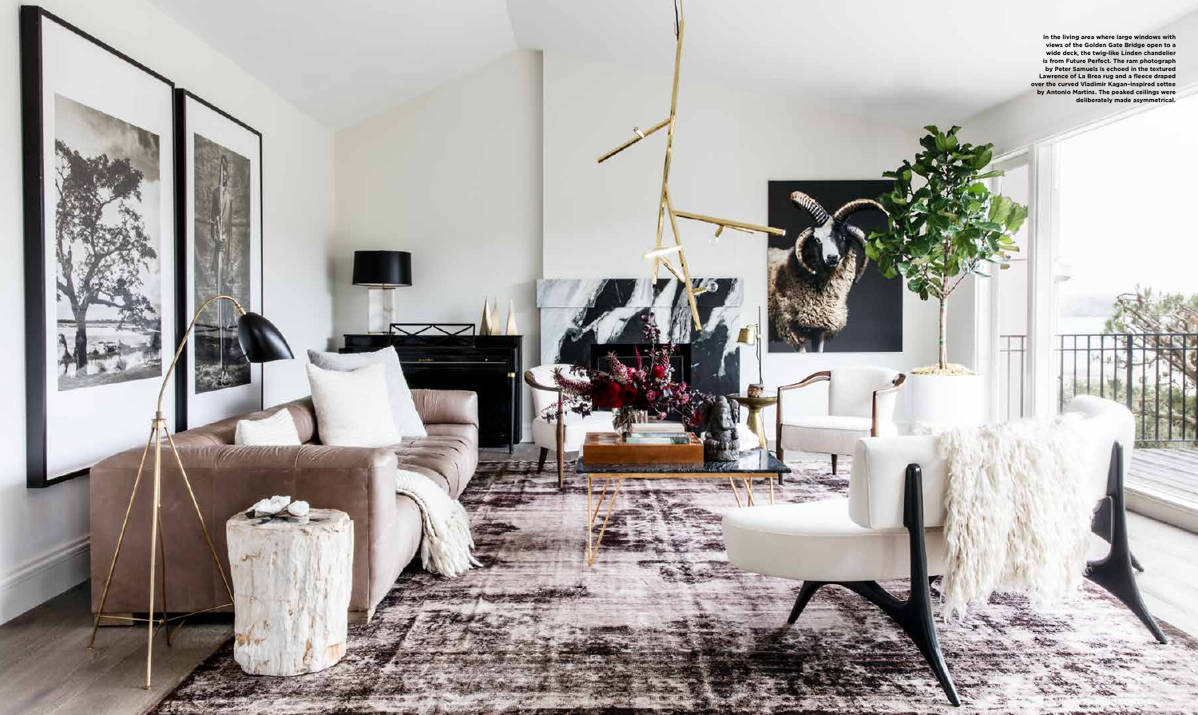In the living area where large windows with views of the Golden Gate Bridge open to a wide deck, the twig-like Linden chandelier is from Future Perfect. The ram photograph by Peter Samuels is echoed in the textured Lawrence of La Brea rug and a fleece draped over the curved Vladimir Kagan–inspired settee by Antonio Martins. The peaked ceilings were deliberately made asymmetrical.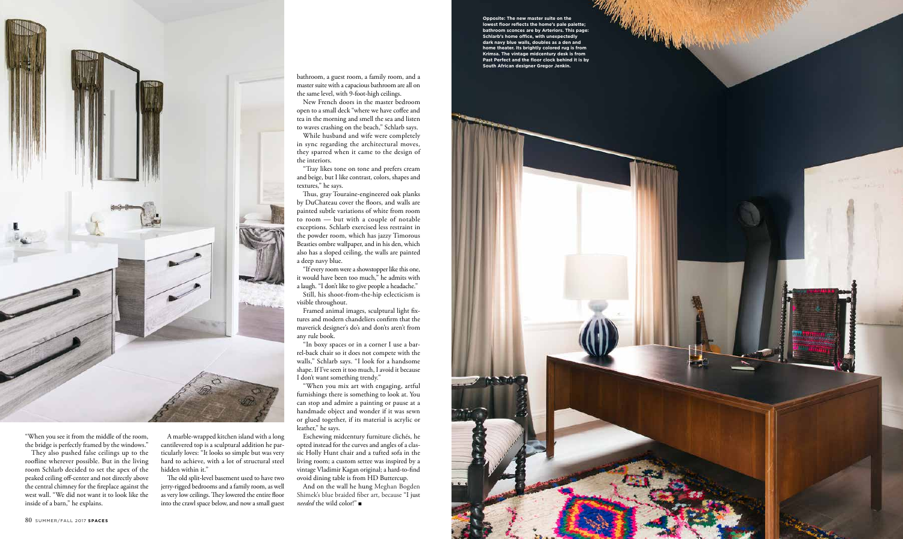"When you see it from the middle of the room, the bridge is perfectly framed by the windows."

They also pushed false ceilings up to the roofline wherever possible. But in the living room Schlarb decided to set the apex of the peaked ceiling off-center and not directly above the central chimney for the fireplace against the west wall. "We did not want it to look like the inside of a barn," he explains.

A marble-wrapped kitchen island with a long cantilevered top is a sculptural addition he particularly loves: "It looks so simple but was very hard to achieve, with a lot of structural steel hidden within it."

The old split-level basement used to have two jerry-rigged bedrooms and a family room, as well as very low ceilings. They lowered the entire floor into the crawl space below, and now a small guest bathroom, a guest room, a family room, and a master suite with a capacious bathroom are all on the same level, with 9-foot-high ceilings.

New French doors in the master bedroom open to a small deck "where we have coffee and tea in the morning and smell the sea and listen to waves crashing on the beach," Schlarb says.

While husband and wife were completely in sync regarding the architectural moves, they sparred when it came to the design of the interiors.

"Tray likes tone on tone and prefers cream and beige, but I like contrast, colors, shapes and textures," he says.

Thus, gray Touraine-engineered oak planks by DuChateau cover the floors, and walls are painted subtle variations of white from room to room — but with a couple of notable exceptions. Schlarb exercised less restraint in the powder room, which has jazzy Timorous Beasties ombre wallpaper, and in his den, which also has a sloped ceiling, the walls are painted a deep navy blue.

"If every room were a showstopper like this one, it would have been too much," he admits with a laugh. "I don't like to give people a headache."

Still, his shoot-from-the-hip eclecticism is visible throughout.

Framed animal images, sculptural light fixtures and modern chandeliers confirm that the maverick designer's do's and don'ts aren't from any rule book.

"In boxy spaces or in a corner I use a barrel-back chair so it does not compete with the walls," Schlarb says. "I look for a handsome shape. If I've seen it too much, I avoid it because I don't want something trendy."

"When you mix art with engaging, artful furnishings there is something to look at. You can stop and admire a painting or pause at a handmade object and wonder if it was sewn or glued together, if its material is acrylic or leather," he says.

Eschewing midcentury furniture clichés, he opted instead for the curves and angles of a classic Holly Hunt chair and a tufted sofa in the living room; a custom settee was inspired by a vintage Vladimir Kagan original; a hard-to-find ovoid dining table is from HD Buttercup.

And on the wall he hung Meghan Bogden Shimek's blue braided fiber art, because "I just *needed* the wild color!" ■

**Opposite: The new master suite on the lowest floor reflects the home's pale palette; bathroom sconces are by Arteriors. This page: Schlarb's home office, with unexpectedly dark navy blue walls, doubles as a den and home theater. Its brightly colored rug is from Krimsa. The vintage midcentury desk is from Past Perfect and the floor clock behind it is by South African designer Gregor Jenkin.**